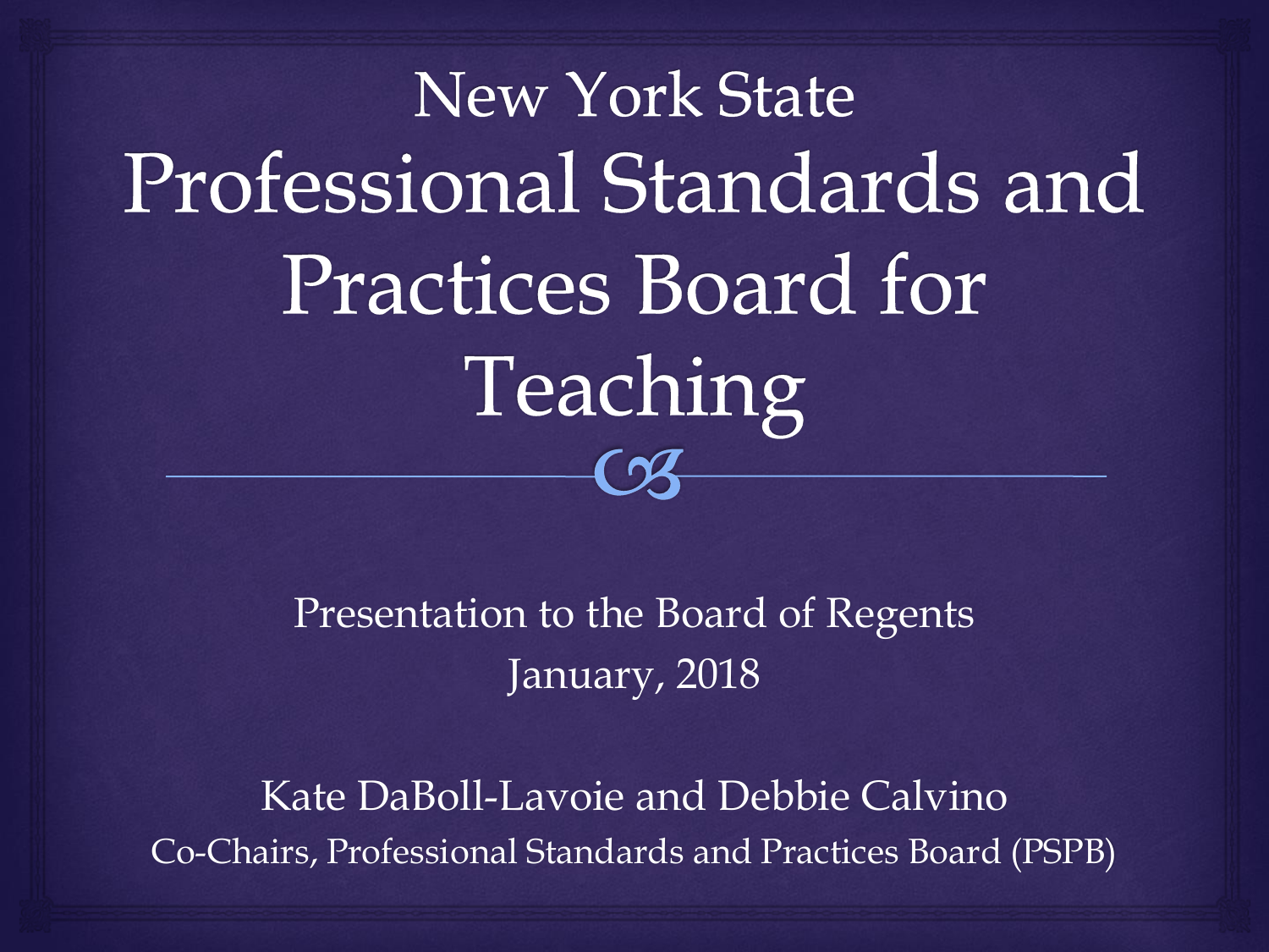# New York State Professional Standards and Practices Board for Teaching

Presentation to the Board of Regents

January, 2018

Kate DaBoll-Lavoie and Debbie Calvino

Co-Chairs, Professional Standards and Practices Board (PSPB)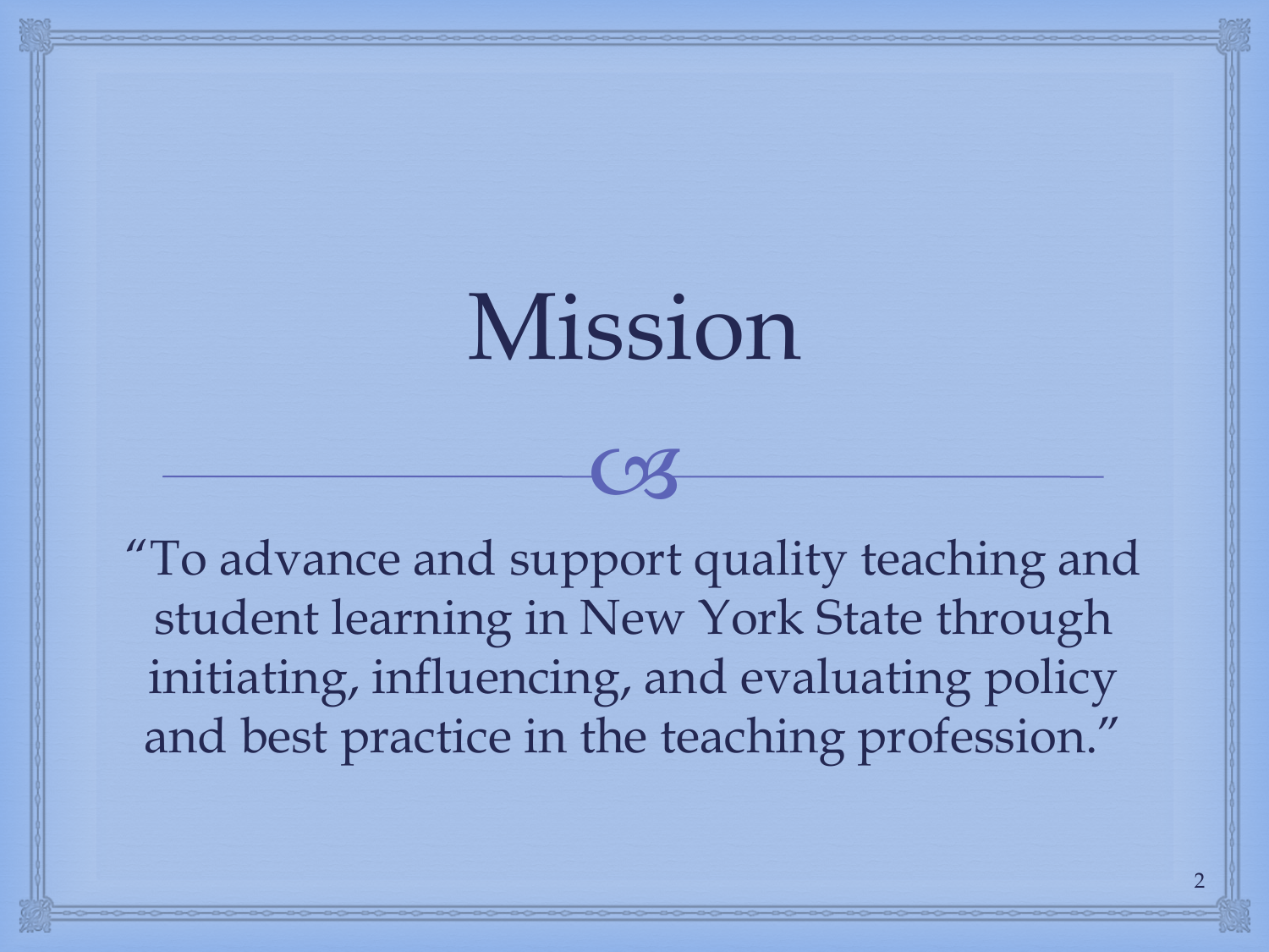# Mission

"To advance and support quality teaching and student learning in New York State through initiating, influencing, and evaluating policy and best practice in the teaching profession."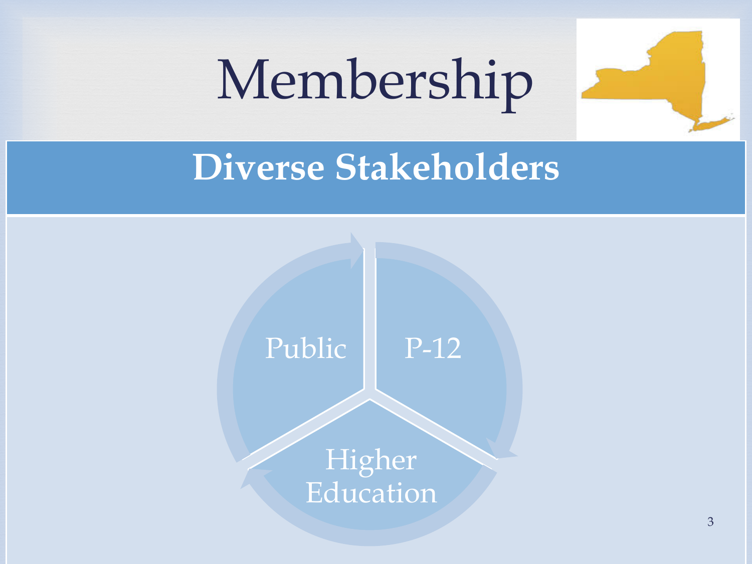# Membership

## Diverse Stakeholders

- Public
- P-12
- Higher Education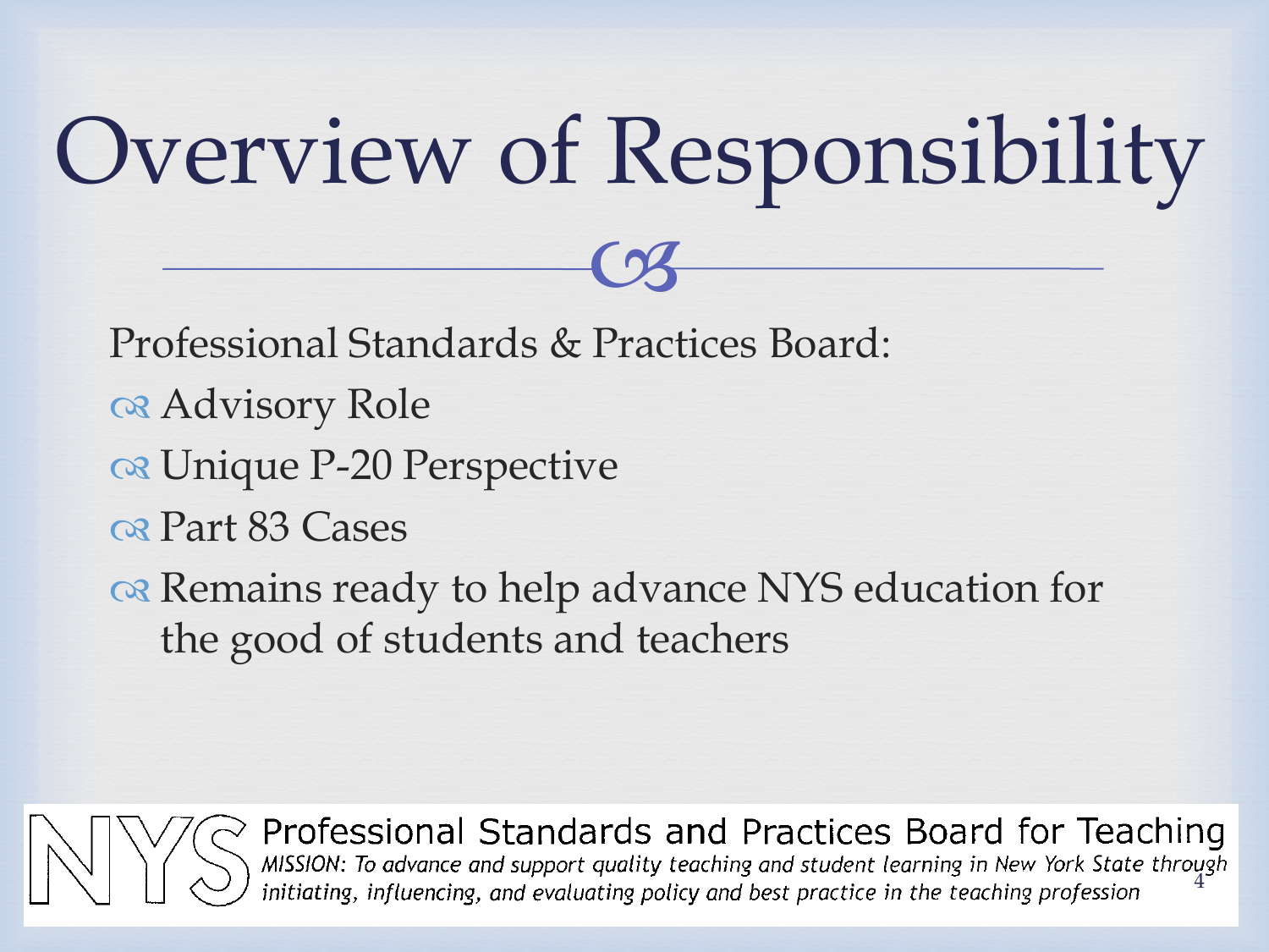# Overview of Responsibility

Professional Standards & Practices Board:

- Advisory Role
- Unique P-20 Perspective
- Part 83 Cases
- Remains ready to help advance NYS education for the good of students and teachers

NYS Professional Standards and Practices Board for Teaching

*MISSION: To advance and support quality teaching and student learning in New York State through initiating, influencing, and evaluating policy and best practice in the teaching profession*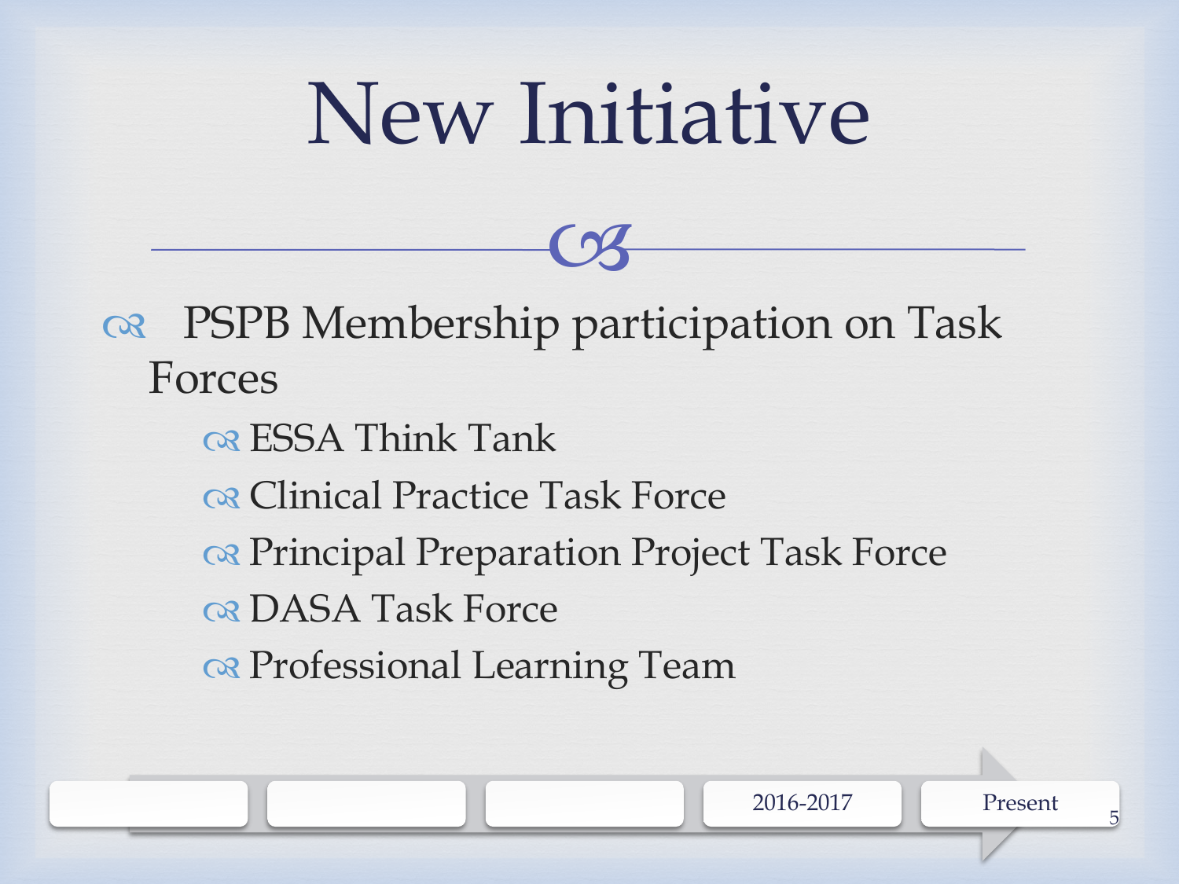# New Initiative

- PSPB Membership participation on Task Forces
  - ESSA Think Tank
  - Clinical Practice Task Force
  - Principal Preparation Project Task Force
  - DASA Task Force
  - Professional Learning Team

2016-2017 | Present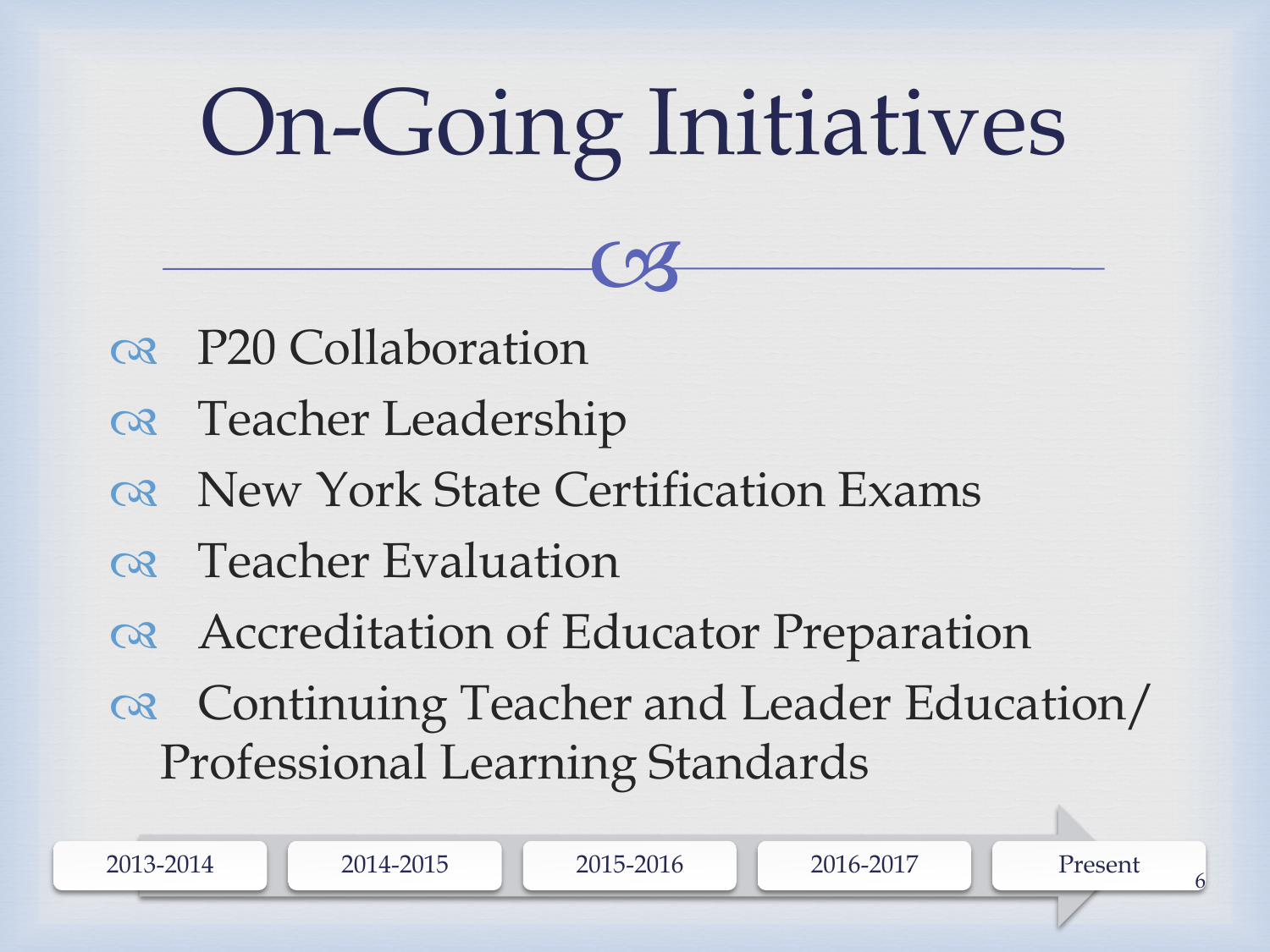# On-Going Initiatives

- P20 Collaboration
- Teacher Leadership
- New York State Certification Exams
- Teacher Evaluation
- Accreditation of Educator Preparation
- Continuing Teacher and Leader Education/ Professional Learning Standards

2013-2014 | 2014-2015 | 2015-2016 | 2016-2017 | Present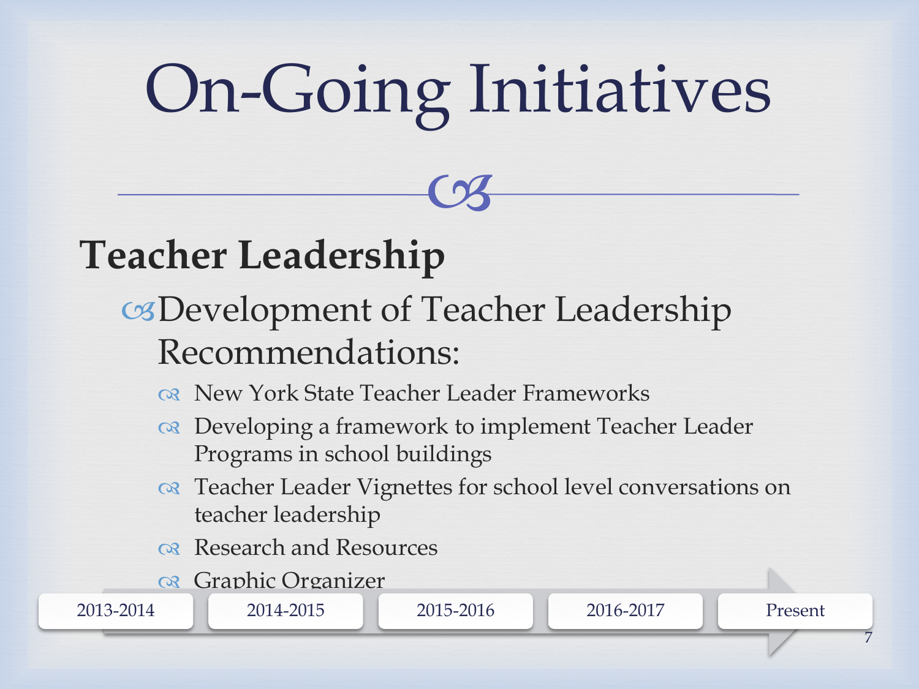# On-Going Initiatives

## Teacher Leadership

- Development of Teacher Leadership Recommendations:
  - New York State Teacher Leader Frameworks
  - Developing a framework to implement Teacher Leader Programs in school buildings
  - Teacher Leader Vignettes for school level conversations on teacher leadership
  - Research and Resources
  - Graphic Organizer

2013-2014 | 2014-2015 | 2015-2016 | 2016-2017 | Present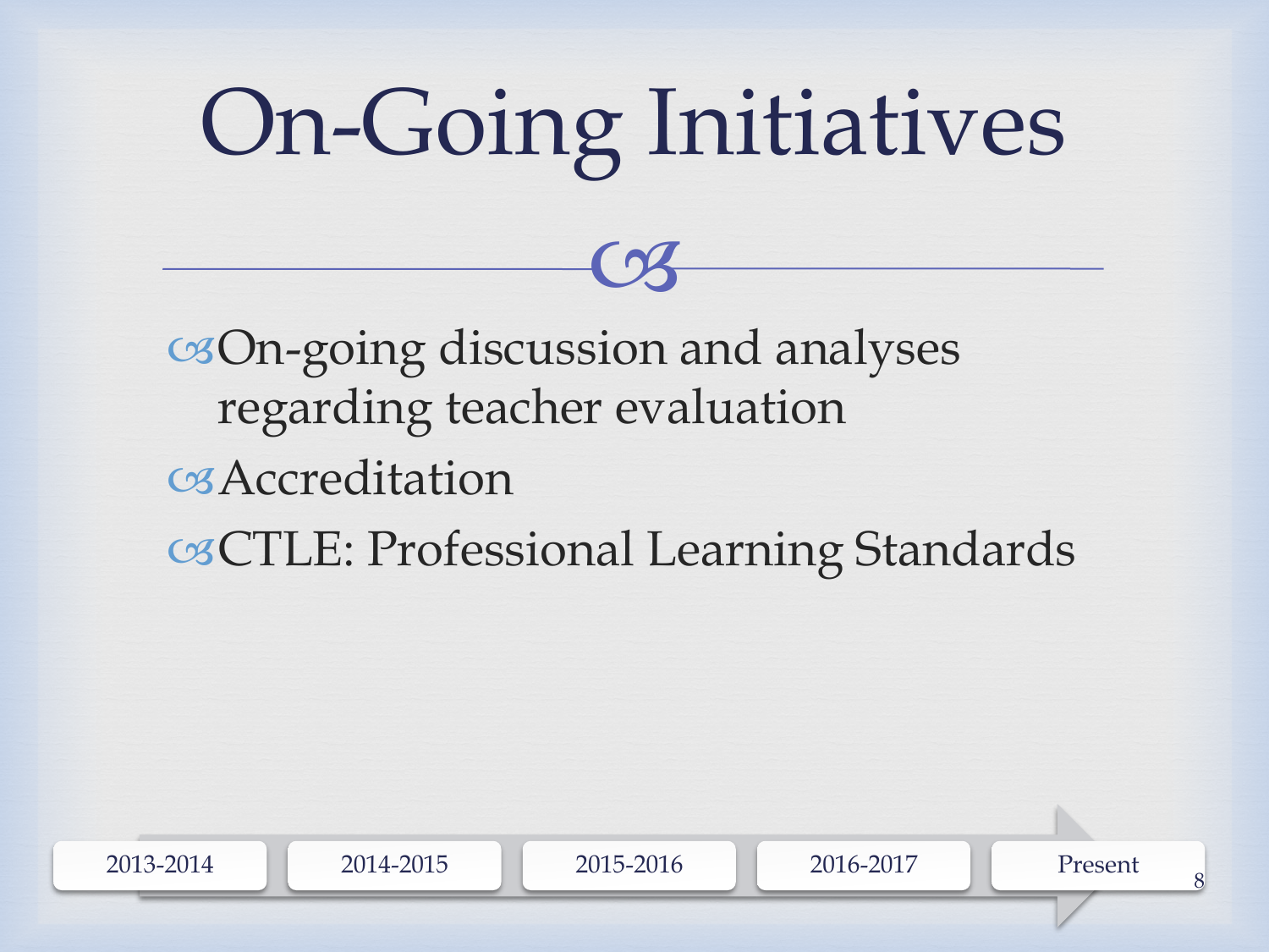# On-Going Initiatives

- On-going discussion and analyses regarding teacher evaluation
- Accreditation
- CTLE: Professional Learning Standards

2013-2014 | 2014-2015 | 2015-2016 | 2016-2017 | Present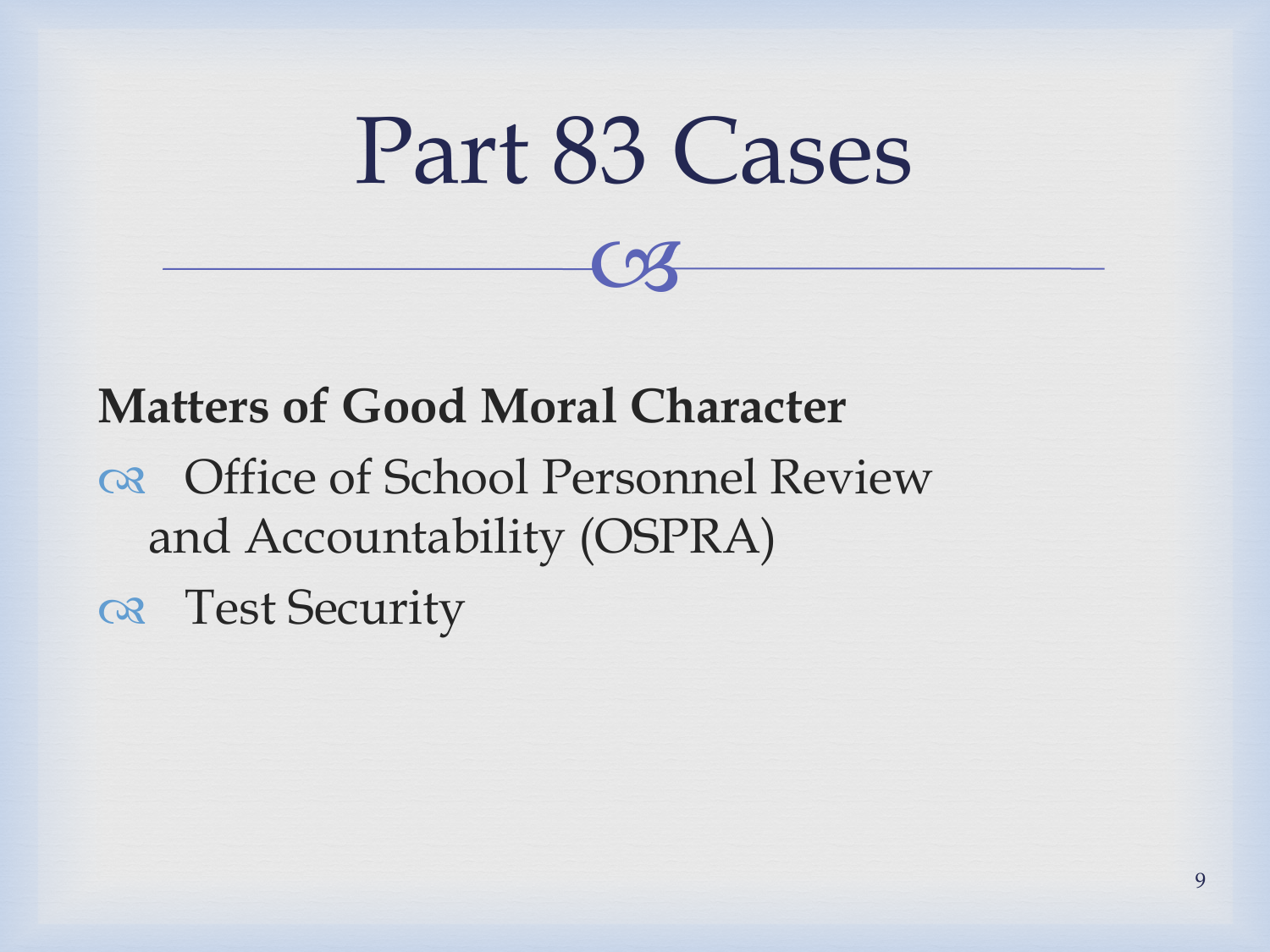# Part 83 Cases

**Matters of Good Moral Character**

- Office of School Personnel Review and Accountability (OSPRA)
- Test Security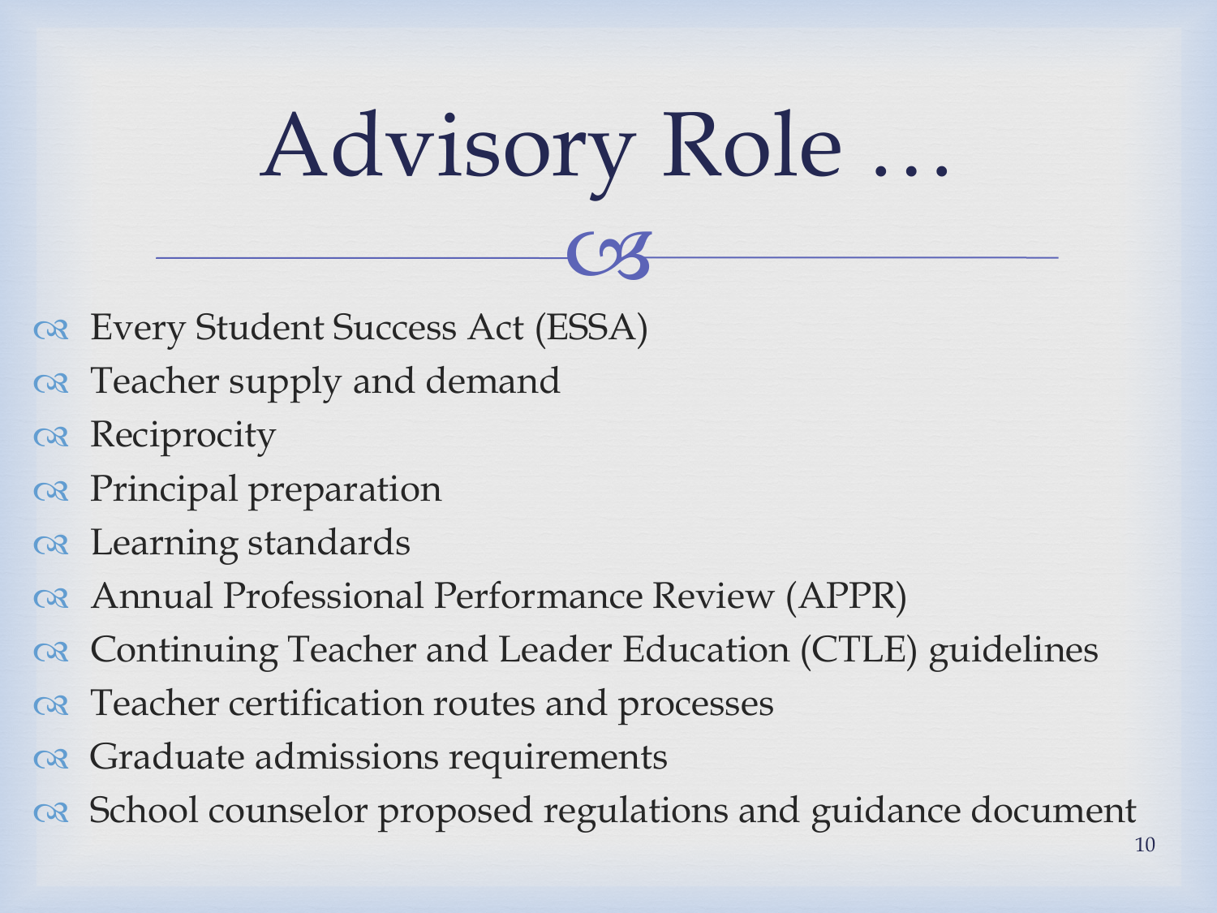# Advisory Role …

- Every Student Success Act (ESSA)
- Teacher supply and demand
- Reciprocity
- Principal preparation
- Learning standards
- Annual Professional Performance Review (APPR)
- Continuing Teacher and Leader Education (CTLE) guidelines
- Teacher certification routes and processes
- Graduate admissions requirements
- School counselor proposed regulations and guidance document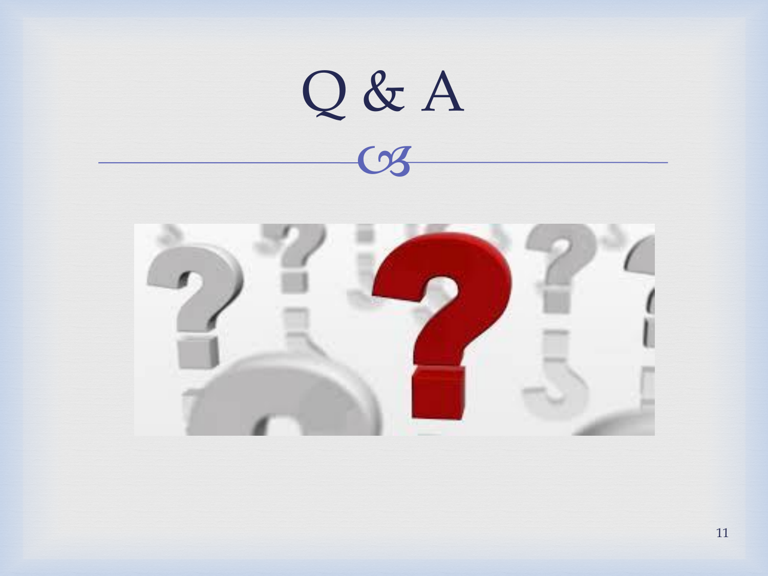# Q & A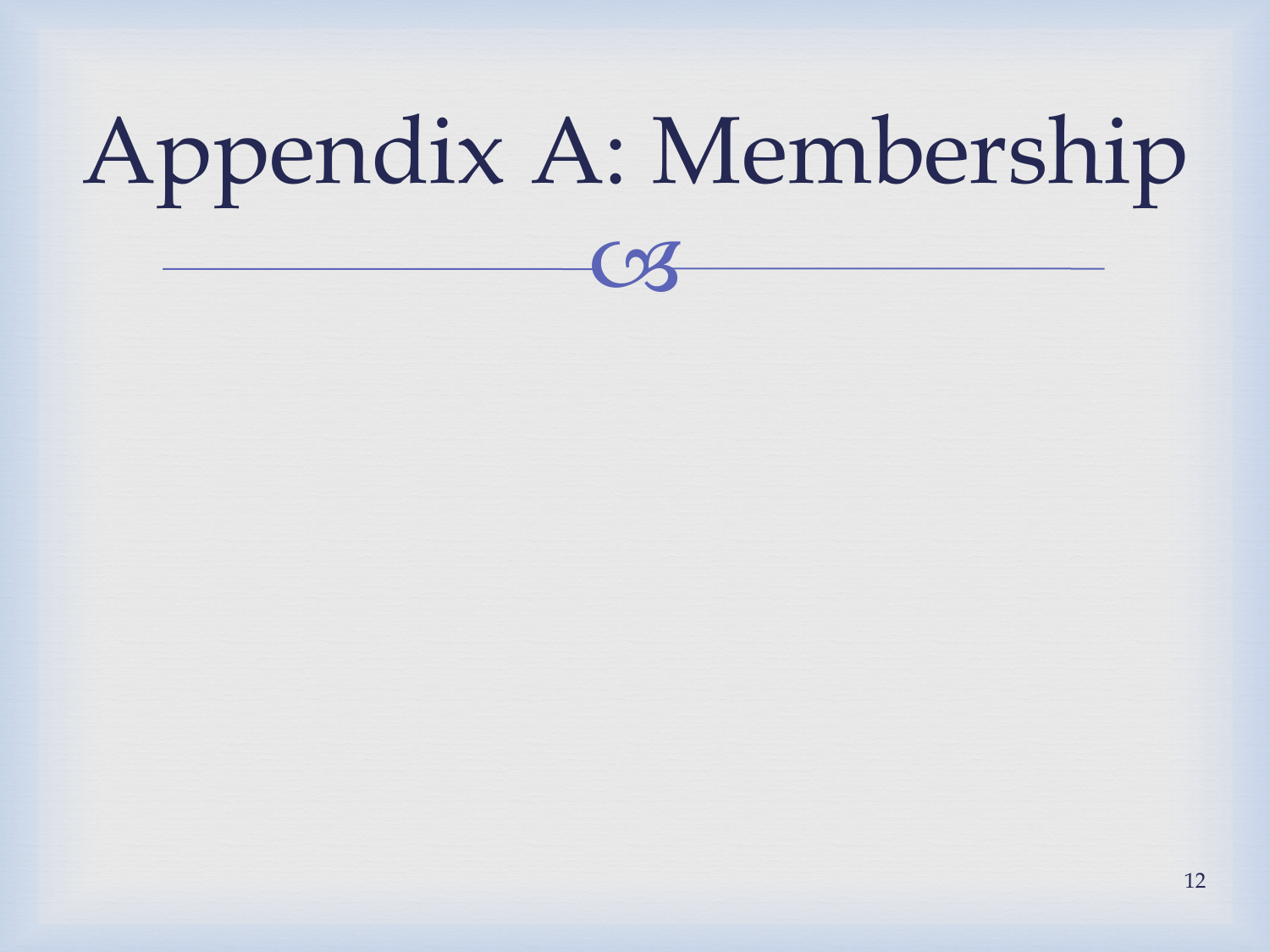# Appendix A: Membership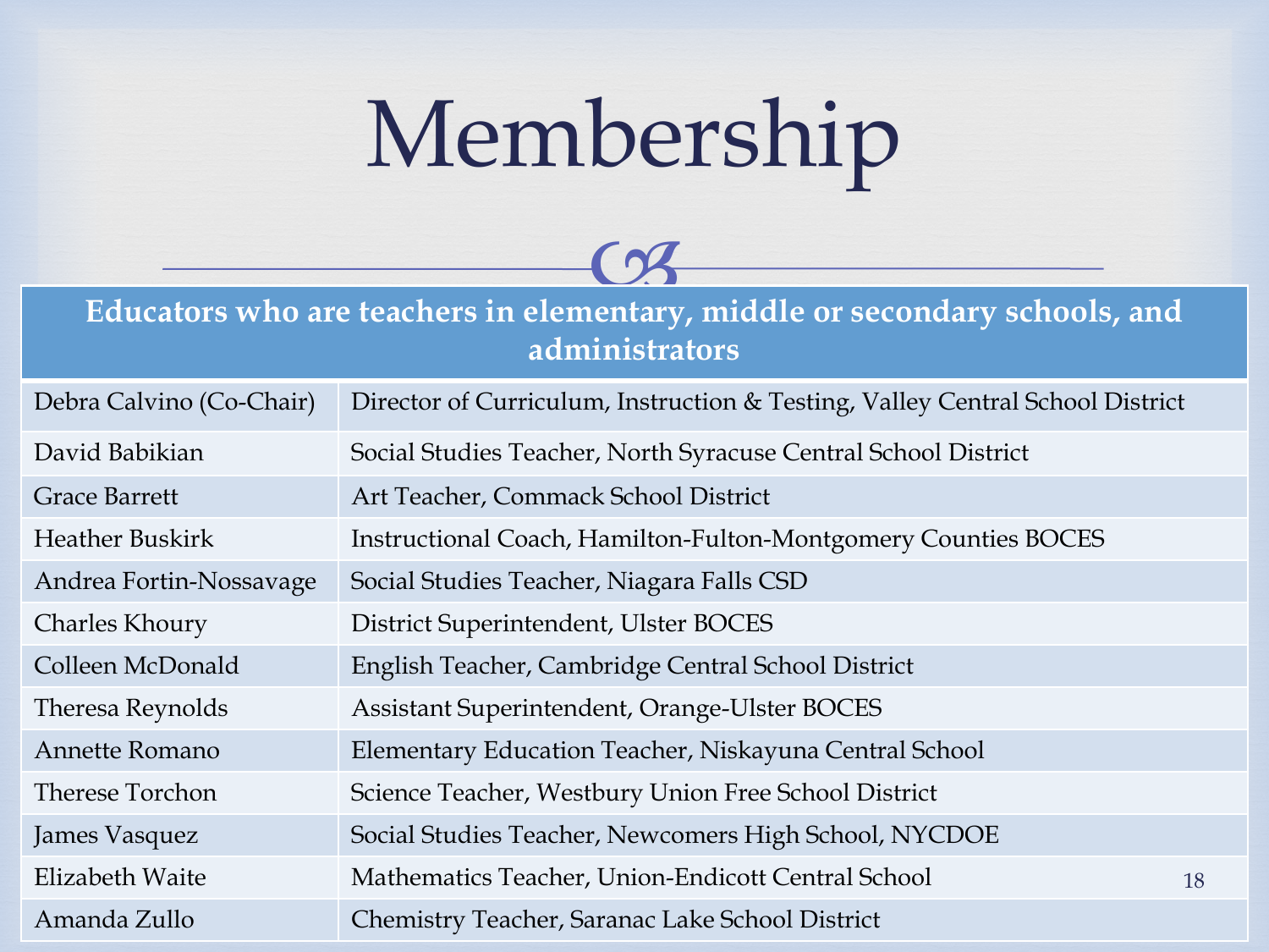# Membership

| Educators who are teachers in elementary, middle or secondary schools, and administrators | |
|---|---|
| Debra Calvino (Co-Chair) | Director of Curriculum, Instruction & Testing, Valley Central School District |
| David Babikian | Social Studies Teacher, North Syracuse Central School District |
| Grace Barrett | Art Teacher, Commack School District |
| Heather Buskirk | Instructional Coach, Hamilton-Fulton-Montgomery Counties BOCES |
| Andrea Fortin-Nossavage | Social Studies Teacher, Niagara Falls CSD |
| Charles Khoury | District Superintendent, Ulster BOCES |
| Colleen McDonald | English Teacher, Cambridge Central School District |
| Theresa Reynolds | Assistant Superintendent, Orange-Ulster BOCES |
| Annette Romano | Elementary Education Teacher, Niskayuna Central School |
| Therese Torchon | Science Teacher, Westbury Union Free School District |
| James Vasquez | Social Studies Teacher, Newcomers High School, NYCDOE |
| Elizabeth Waite | Mathematics Teacher, Union-Endicott Central School |
| Amanda Zullo | Chemistry Teacher, Saranac Lake School District |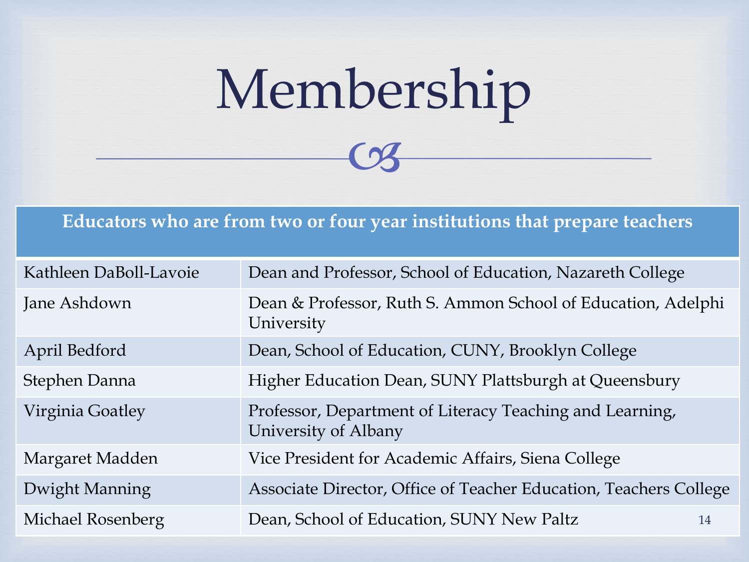# Membership

| Educators who are from two or four year institutions that prepare teachers | |
|---|---|
| Kathleen DaBoll-Lavoie | Dean and Professor, School of Education, Nazareth College |
| Jane Ashdown | Dean & Professor, Ruth S. Ammon School of Education, Adelphi University |
| April Bedford | Dean, School of Education, CUNY, Brooklyn College |
| Stephen Danna | Higher Education Dean, SUNY Plattsburgh at Queensbury |
| Virginia Goatley | Professor, Department of Literacy Teaching and Learning, University of Albany |
| Margaret Madden | Vice President for Academic Affairs, Siena College |
| Dwight Manning | Associate Director, Office of Teacher Education, Teachers College |
| Michael Rosenberg | Dean, School of Education, SUNY New Paltz |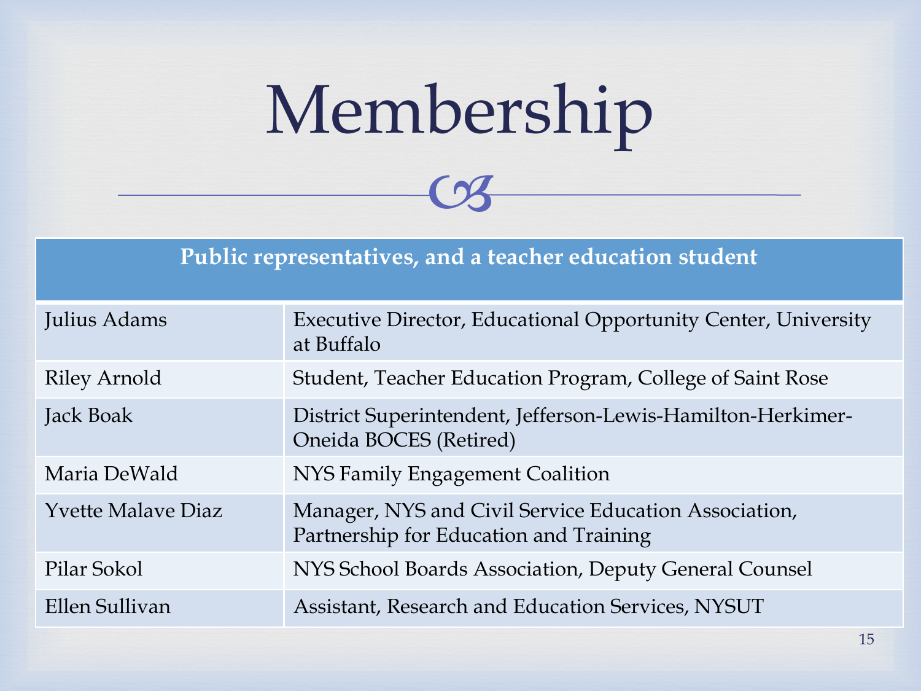# Membership

| Public representatives, and a teacher education student | |
|---|---|
| Julius Adams | Executive Director, Educational Opportunity Center, University at Buffalo |
| Riley Arnold | Student, Teacher Education Program, College of Saint Rose |
| Jack Boak | District Superintendent, Jefferson-Lewis-Hamilton-Herkimer-Oneida BOCES (Retired) |
| Maria DeWald | NYS Family Engagement Coalition |
| Yvette Malave Diaz | Manager, NYS and Civil Service Education Association, Partnership for Education and Training |
| Pilar Sokol | NYS School Boards Association, Deputy General Counsel |
| Ellen Sullivan | Assistant, Research and Education Services, NYSUT |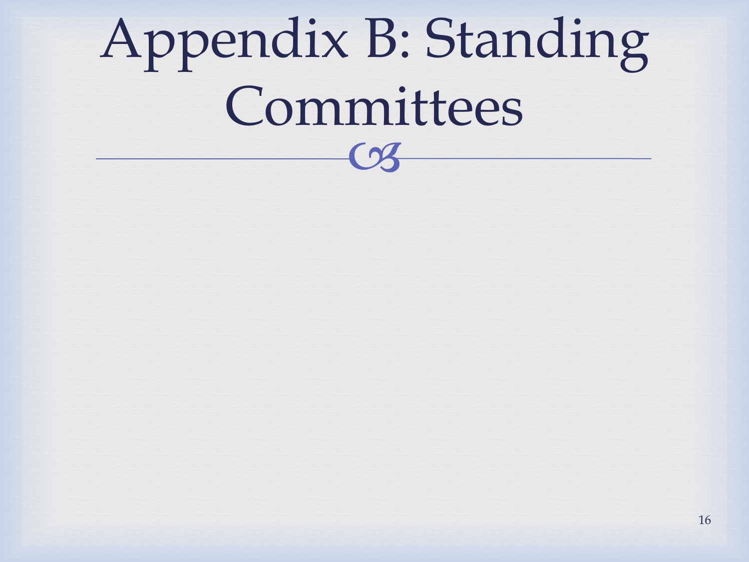# Appendix B: Standing Committees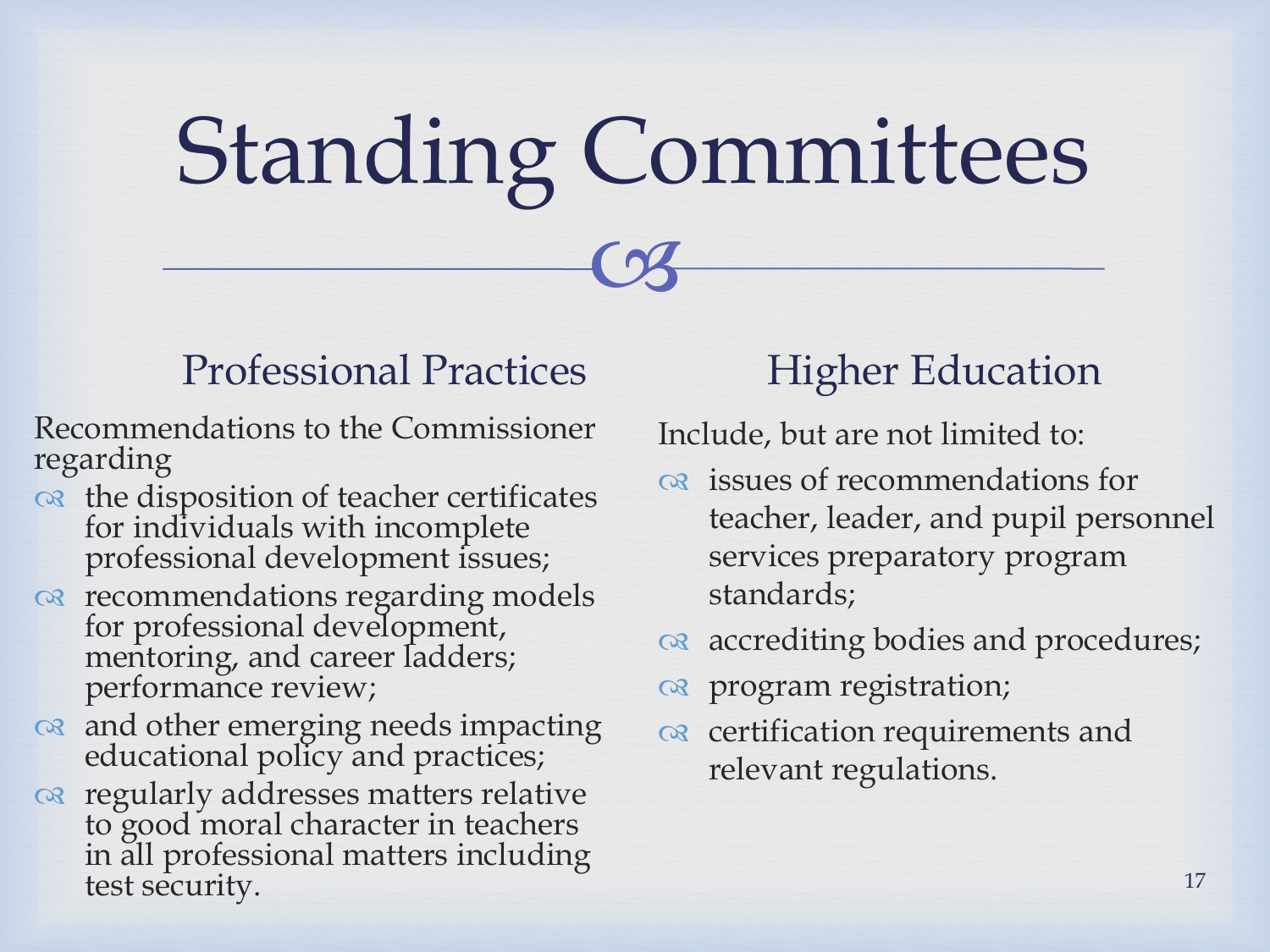# Standing Committees

## Professional Practices

Recommendations to the Commissioner regarding

- the disposition of teacher certificates for individuals with incomplete professional development issues;
- recommendations regarding models for professional development, mentoring, and career ladders; performance review;
- and other emerging needs impacting educational policy and practices;
- regularly addresses matters relative to good moral character in teachers in all professional matters including test security.

## Higher Education

Include, but are not limited to:

- issues of recommendations for teacher, leader, and pupil personnel services preparatory program standards;
- accrediting bodies and procedures;
- program registration;
- certification requirements and relevant regulations.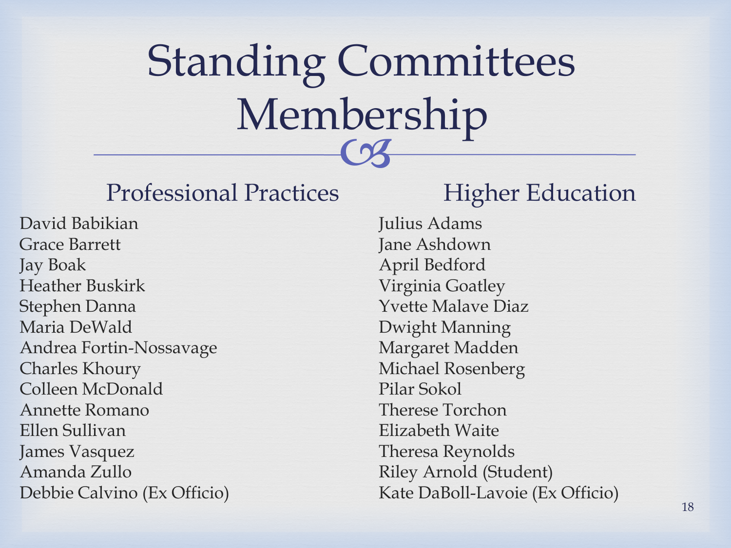# Standing Committees Membership

## Professional Practices

David Babikian
Grace Barrett
Jay Boak
Heather Buskirk
Stephen Danna
Maria DeWald
Andrea Fortin-Nossavage
Charles Khoury
Colleen McDonald
Annette Romano
Ellen Sullivan
James Vasquez
Amanda Zullo
Debbie Calvino (Ex Officio)

## Higher Education

Julius Adams
Jane Ashdown
April Bedford
Virginia Goatley
Yvette Malave Diaz
Dwight Manning
Margaret Madden
Michael Rosenberg
Pilar Sokol
Therese Torchon
Elizabeth Waite
Theresa Reynolds
Riley Arnold (Student)
Kate DaBoll-Lavoie (Ex Officio)